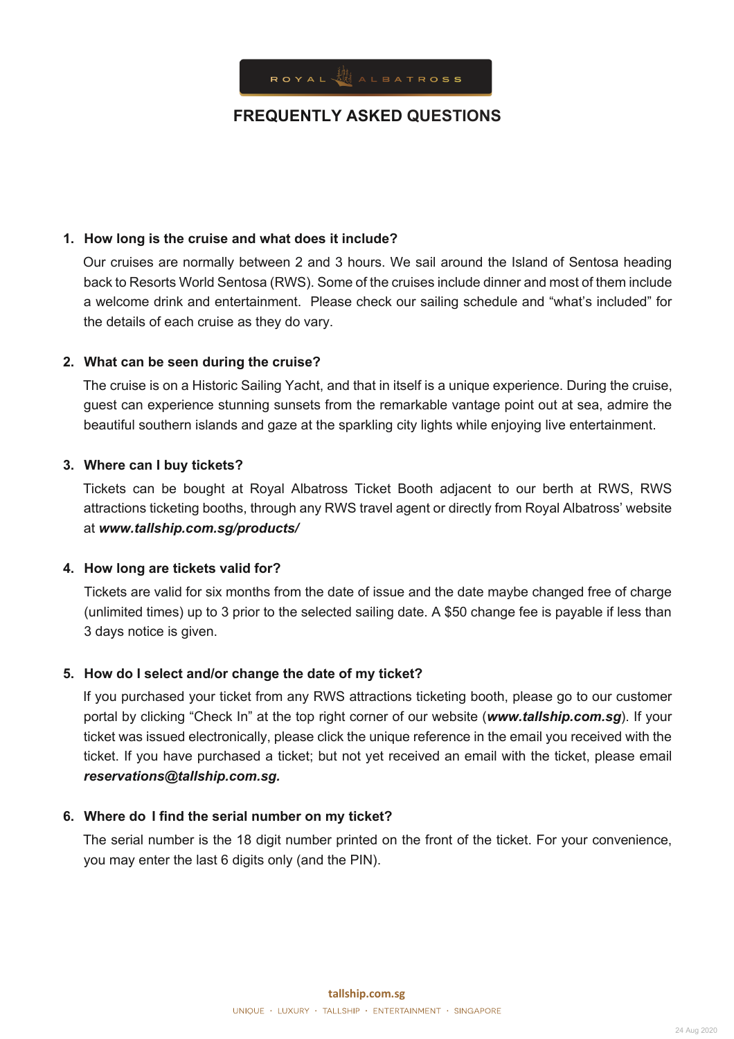ROYAL ALBATROSS

# FREQUENTLY ASKED QUESTIONS

1. **How long is the cruise and what does it include?**

   Our cruises are normally between 2 and 3 hours. We sail around the Island of Sentosa heading back to Resorts World Sentosa (RWS). Some of the cruises include dinner and most of them include a welcome drink and entertainment. Please check our sailing schedule and "what's included" for the details of each cruise as they do vary.

2. **What can be seen during the cruise?**

   The cruise is on a Historic Sailing Yacht, and that in itself is a unique experience. During the cruise, guest can experience stunning sunsets from the remarkable vantage point out at sea, admire the beautiful southern islands and gaze at the sparkling city lights while enjoying live entertainment.

3. **Where can I buy tickets?**

   Tickets can be bought at Royal Albatross Ticket Booth adjacent to our berth at RWS, RWS attractions ticketing booths, through any RWS travel agent or directly from Royal Albatross' website at ***www.tallship.com.sg/products/***

4. **How long are tickets valid for?**

   Tickets are valid for six months from the date of issue and the date maybe changed free of charge (unlimited times) up to 3 prior to the selected sailing date. A $50 change fee is payable if less than 3 days notice is given.

5. **How do I select and/or change the date of my ticket?**

   If you purchased your ticket from any RWS attractions ticketing booth, please go to our customer portal by clicking "Check In" at the top right corner of our website (***www.tallship.com.sg***). If your ticket was issued electronically, please click the unique reference in the email you received with the ticket. If you have purchased a ticket; but not yet received an email with the ticket, please email ***reservations@tallship.com.sg.***

6. **Where do I find the serial number on my ticket?**

   The serial number is the 18 digit number printed on the front of the ticket. For your convenience, you may enter the last 6 digits only (and the PIN).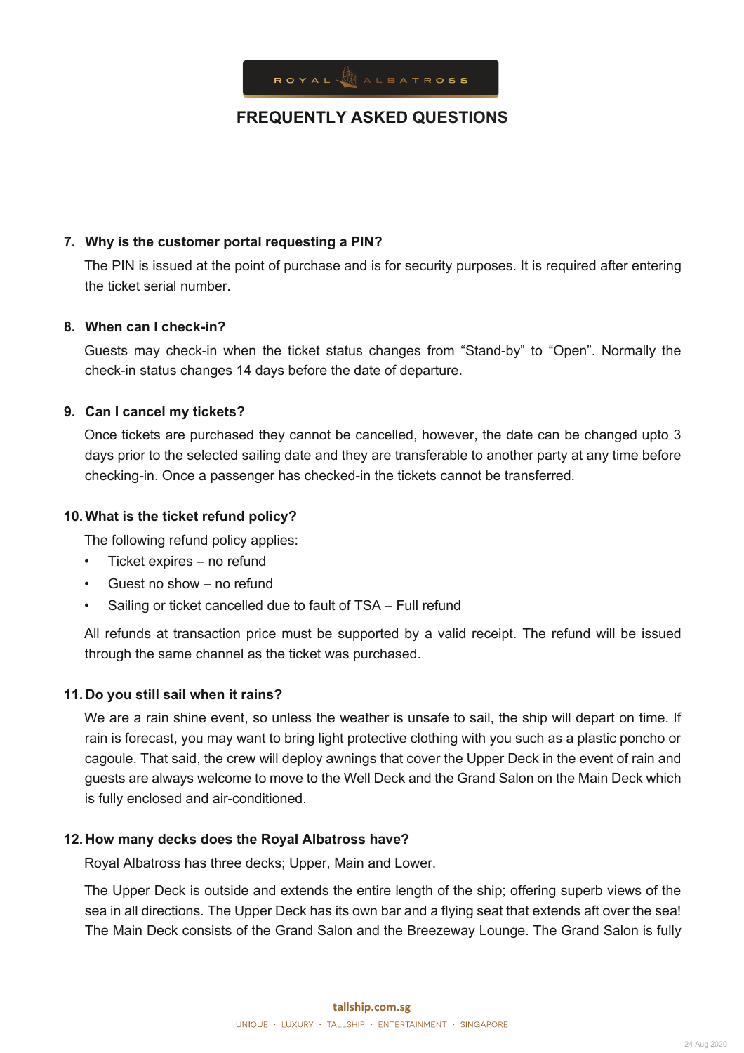# FREQUENTLY ASKED QUESTIONS

**7. Why is the customer portal requesting a PIN?**

The PIN is issued at the point of purchase and is for security purposes. It is required after entering the ticket serial number.

**8. When can I check-in?**

Guests may check-in when the ticket status changes from "Stand-by" to "Open". Normally the check-in status changes 14 days before the date of departure.

**9. Can I cancel my tickets?**

Once tickets are purchased they cannot be cancelled, however, the date can be changed upto 3 days prior to the selected sailing date and they are transferable to another party at any time before checking-in. Once a passenger has checked-in the tickets cannot be transferred.

**10. What is the ticket refund policy?**

The following refund policy applies:

- Ticket expires – no refund
- Guest no show – no refund
- Sailing or ticket cancelled due to fault of TSA – Full refund

All refunds at transaction price must be supported by a valid receipt. The refund will be issued through the same channel as the ticket was purchased.

**11. Do you still sail when it rains?**

We are a rain shine event, so unless the weather is unsafe to sail, the ship will depart on time. If rain is forecast, you may want to bring light protective clothing with you such as a plastic poncho or cagoule. That said, the crew will deploy awnings that cover the Upper Deck in the event of rain and guests are always welcome to move to the Well Deck and the Grand Salon on the Main Deck which is fully enclosed and air-conditioned.

**12. How many decks does the Royal Albatross have?**

Royal Albatross has three decks; Upper, Main and Lower.

The Upper Deck is outside and extends the entire length of the ship; offering superb views of the sea in all directions. The Upper Deck has its own bar and a flying seat that extends aft over the sea! The Main Deck consists of the Grand Salon and the Breezeway Lounge. The Grand Salon is fully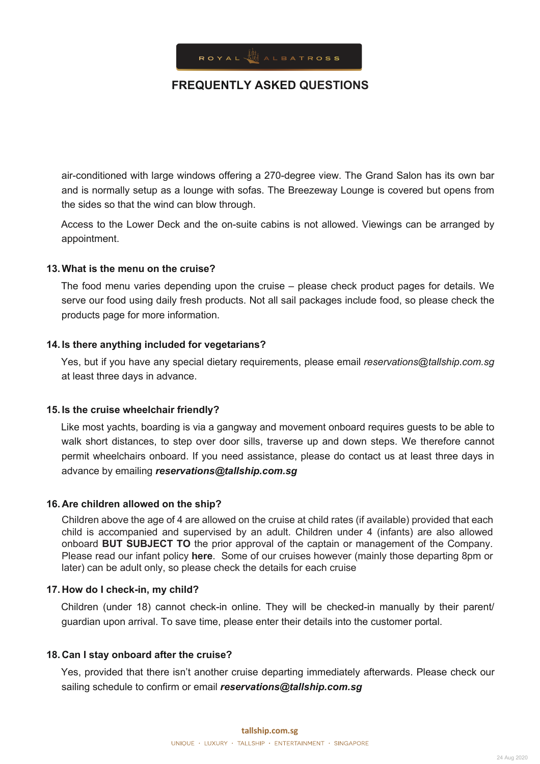air-conditioned with large windows offering a 270-degree view. The Grand Salon has its own bar and is normally setup as a lounge with sofas. The Breezeway Lounge is covered but opens from the sides so that the wind can blow through.

Access to the Lower Deck and the on-suite cabins is not allowed. Viewings can be arranged by appointment.

**13. What is the menu on the cruise?**

The food menu varies depending upon the cruise – please check product pages for details. We serve our food using daily fresh products. Not all sail packages include food, so please check the products page for more information.

**14. Is there anything included for vegetarians?**

Yes, but if you have any special dietary requirements, please email *reservations@tallship.com.sg* at least three days in advance.

**15. Is the cruise wheelchair friendly?**

Like most yachts, boarding is via a gangway and movement onboard requires guests to be able to walk short distances, to step over door sills, traverse up and down steps. We therefore cannot permit wheelchairs onboard. If you need assistance, please do contact us at least three days in advance by emailing ***reservations@tallship.com.sg***

**16. Are children allowed on the ship?**

Children above the age of 4 are allowed on the cruise at child rates (if available) provided that each child is accompanied and supervised by an adult. Children under 4 (infants) are also allowed onboard **BUT SUBJECT TO** the prior approval of the captain or management of the Company. Please read our infant policy **here**. Some of our cruises however (mainly those departing 8pm or later) can be adult only, so please check the details for each cruise

**17. How do I check-in, my child?**

Children (under 18) cannot check-in online. They will be checked-in manually by their parent/ guardian upon arrival. To save time, please enter their details into the customer portal.

**18. Can I stay onboard after the cruise?**

Yes, provided that there isn't another cruise departing immediately afterwards. Please check our sailing schedule to confirm or email ***reservations@tallship.com.sg***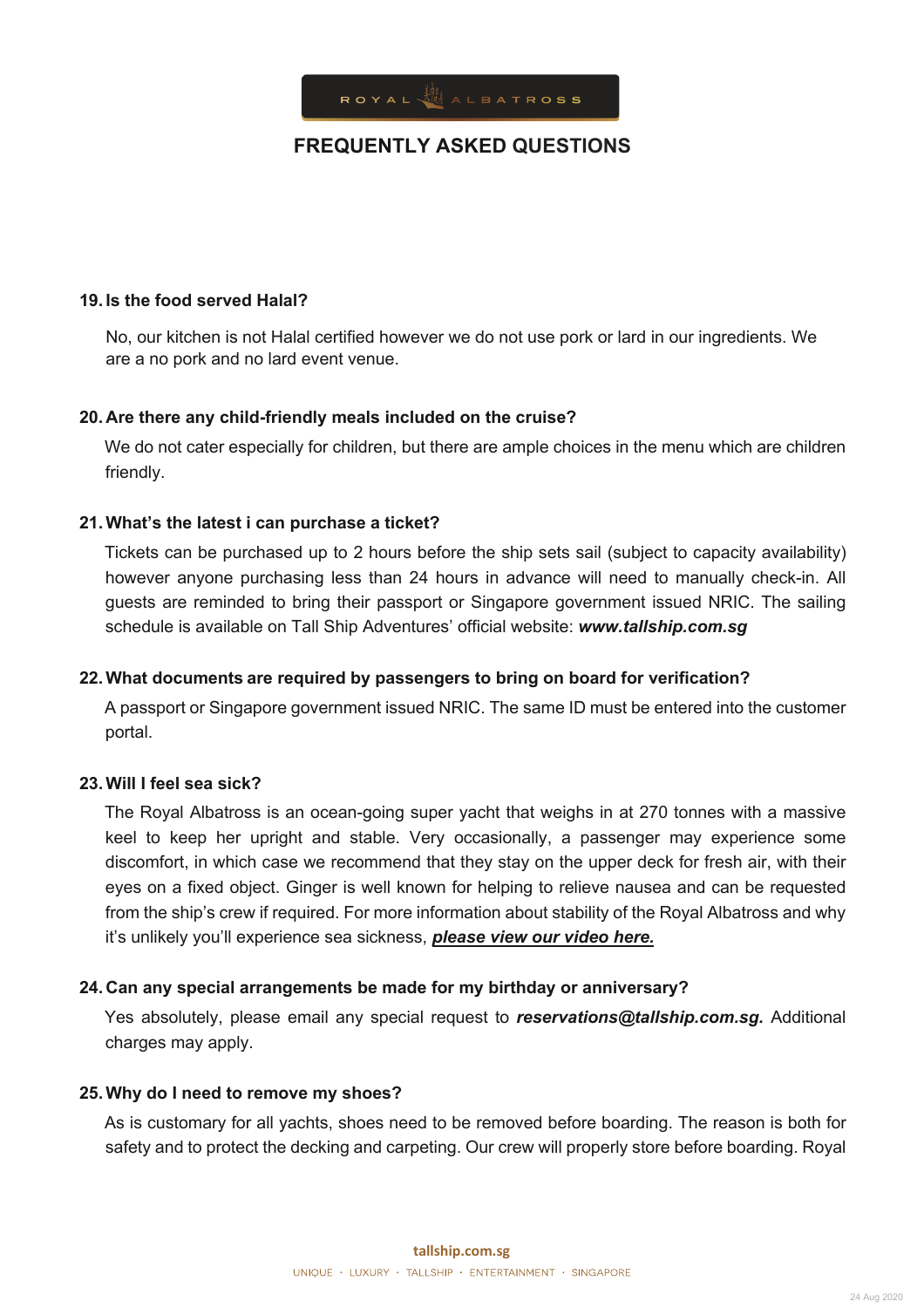# FREQUENTLY ASKED QUESTIONS

**19. Is the food served Halal?**

No, our kitchen is not Halal certified however we do not use pork or lard in our ingredients. We are a no pork and no lard event venue.

**20. Are there any child-friendly meals included on the cruise?**

We do not cater especially for children, but there are ample choices in the menu which are children friendly.

**21. What's the latest i can purchase a ticket?**

Tickets can be purchased up to 2 hours before the ship sets sail (subject to capacity availability) however anyone purchasing less than 24 hours in advance will need to manually check-in. All guests are reminded to bring their passport or Singapore government issued NRIC. The sailing schedule is available on Tall Ship Adventures' official website: ***www.tallship.com.sg***

**22. What documents are required by passengers to bring on board for verification?**

A passport or Singapore government issued NRIC. The same ID must be entered into the customer portal.

**23. Will I feel sea sick?**

The Royal Albatross is an ocean-going super yacht that weighs in at 270 tonnes with a massive keel to keep her upright and stable. Very occasionally, a passenger may experience some discomfort, in which case we recommend that they stay on the upper deck for fresh air, with their eyes on a fixed object. Ginger is well known for helping to relieve nausea and can be requested from the ship's crew if required. For more information about stability of the Royal Albatross and why it's unlikely you'll experience sea sickness, ***please view our video here.***

**24. Can any special arrangements be made for my birthday or anniversary?**

Yes absolutely, please email any special request to ***reservations@tallship.com.sg.*** Additional charges may apply.

**25. Why do I need to remove my shoes?**

As is customary for all yachts, shoes need to be removed before boarding. The reason is both for safety and to protect the decking and carpeting. Our crew will properly store before boarding. Royal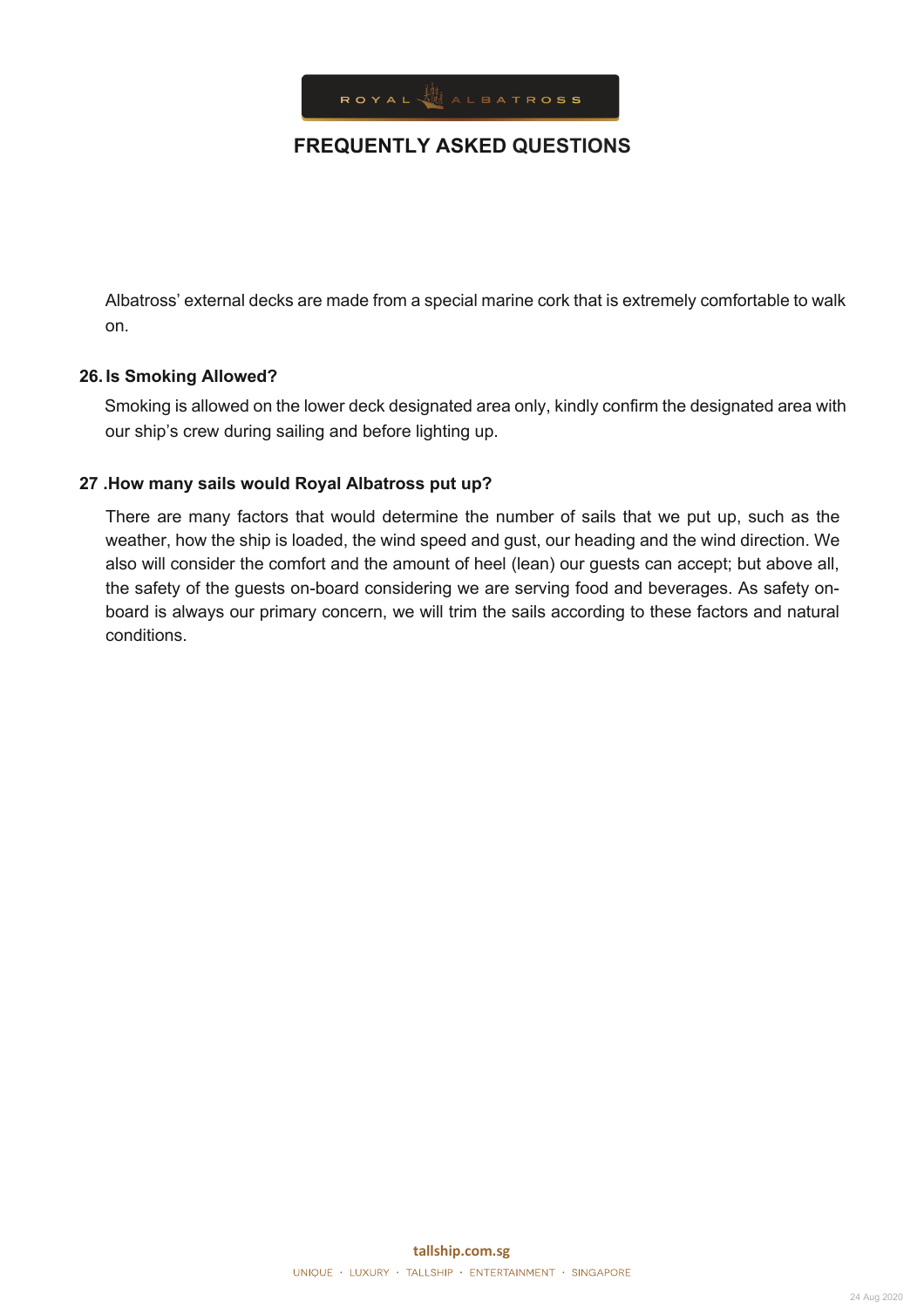Albatross' external decks are made from a special marine cork that is extremely comfortable to walk on.

### 26. Is Smoking Allowed?

Smoking is allowed on the lower deck designated area only, kindly confirm the designated area with our ship's crew during sailing and before lighting up.

### 27 .How many sails would Royal Albatross put up?

There are many factors that would determine the number of sails that we put up, such as the weather, how the ship is loaded, the wind speed and gust, our heading and the wind direction. We also will consider the comfort and the amount of heel (lean) our guests can accept; but above all, the safety of the guests on-board considering we are serving food and beverages. As safety on-board is always our primary concern, we will trim the sails according to these factors and natural conditions.